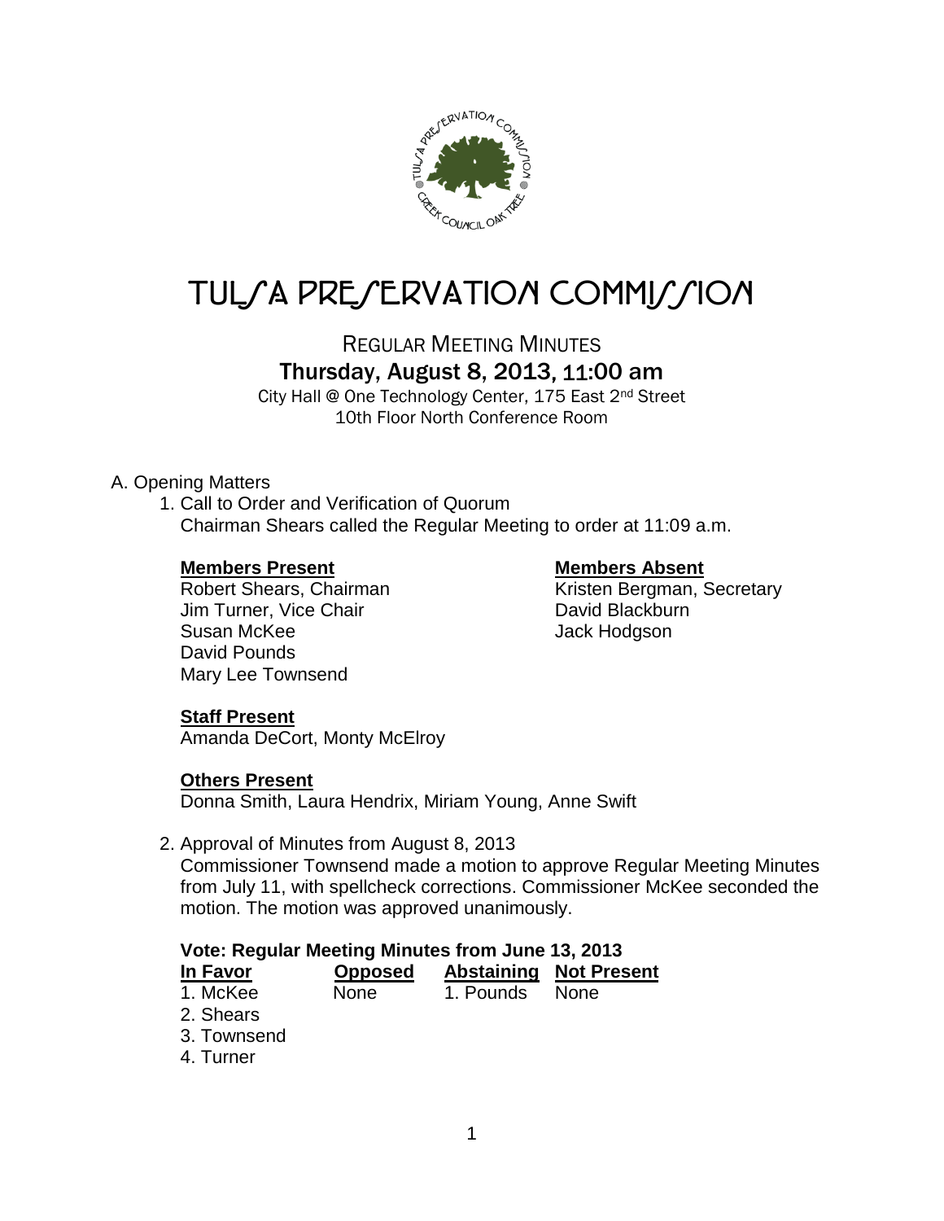# TULSA PRESERVATION COMMISSION

## REGULAR MEETING MINUTES

### Thursday, August 8, 2013, 11:00 am

City Hall @ One Technology Center, 175 East 2nd Street
10th Floor North Conference Room

A. Opening Matters

1. Call to Order and Verification of Quorum
   Chairman Shears called the Regular Meeting to order at 11:09 a.m.

   **Members Present**
   Robert Shears, Chairman
   Jim Turner, Vice Chair
   Susan McKee
   David Pounds
   Mary Lee Townsend

   **Members Absent**
   Kristen Bergman, Secretary
   David Blackburn
   Jack Hodgson

   **Staff Present**
   Amanda DeCort, Monty McElroy

   **Others Present**
   Donna Smith, Laura Hendrix, Miriam Young, Anne Swift

2. Approval of Minutes from August 8, 2013
   Commissioner Townsend made a motion to approve Regular Meeting Minutes from July 11, with spellcheck corrections. Commissioner McKee seconded the motion. The motion was approved unanimously.

   **Vote: Regular Meeting Minutes from June 13, 2013**

   | In Favor | Opposed | Abstaining | Not Present |
   |---|---|---|---|
   | 1. McKee | None | 1. Pounds | None |
   | 2. Shears | | | |
   | 3. Townsend | | | |
   | 4. Turner | | | |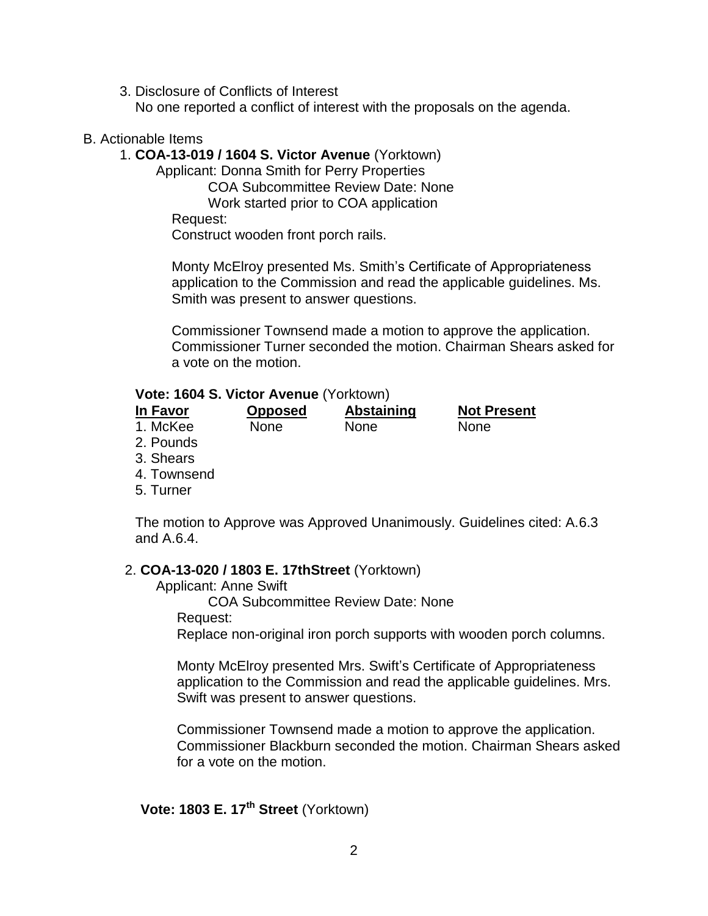3. Disclosure of Conflicts of Interest
   No one reported a conflict of interest with the proposals on the agenda.

B. Actionable Items

1. **COA-13-019 / 1604 S. Victor Avenue** (Yorktown)
   Applicant: Donna Smith for Perry Properties
   COA Subcommittee Review Date: None
   Work started prior to COA application
   Request:
   Construct wooden front porch rails.

   Monty McElroy presented Ms. Smith's Certificate of Appropriateness application to the Commission and read the applicable guidelines. Ms. Smith was present to answer questions.

   Commissioner Townsend made a motion to approve the application. Commissioner Turner seconded the motion. Chairman Shears asked for a vote on the motion.

**Vote: 1604 S. Victor Avenue** (Yorktown)

| In Favor | Opposed | Abstaining | Not Present |
|---|---|---|---|
| 1. McKee | None | None | None |
| 2. Pounds | | | |
| 3. Shears | | | |
| 4. Townsend | | | |
| 5. Turner | | | |

The motion to Approve was Approved Unanimously. Guidelines cited: A.6.3 and A.6.4.

2. **COA-13-020 / 1803 E. 17thStreet** (Yorktown)
   Applicant: Anne Swift
   COA Subcommittee Review Date: None
   Request:
   Replace non-original iron porch supports with wooden porch columns.

   Monty McElroy presented Mrs. Swift's Certificate of Appropriateness application to the Commission and read the applicable guidelines. Mrs. Swift was present to answer questions.

   Commissioner Townsend made a motion to approve the application. Commissioner Blackburn seconded the motion. Chairman Shears asked for a vote on the motion.

**Vote: 1803 E. 17th Street** (Yorktown)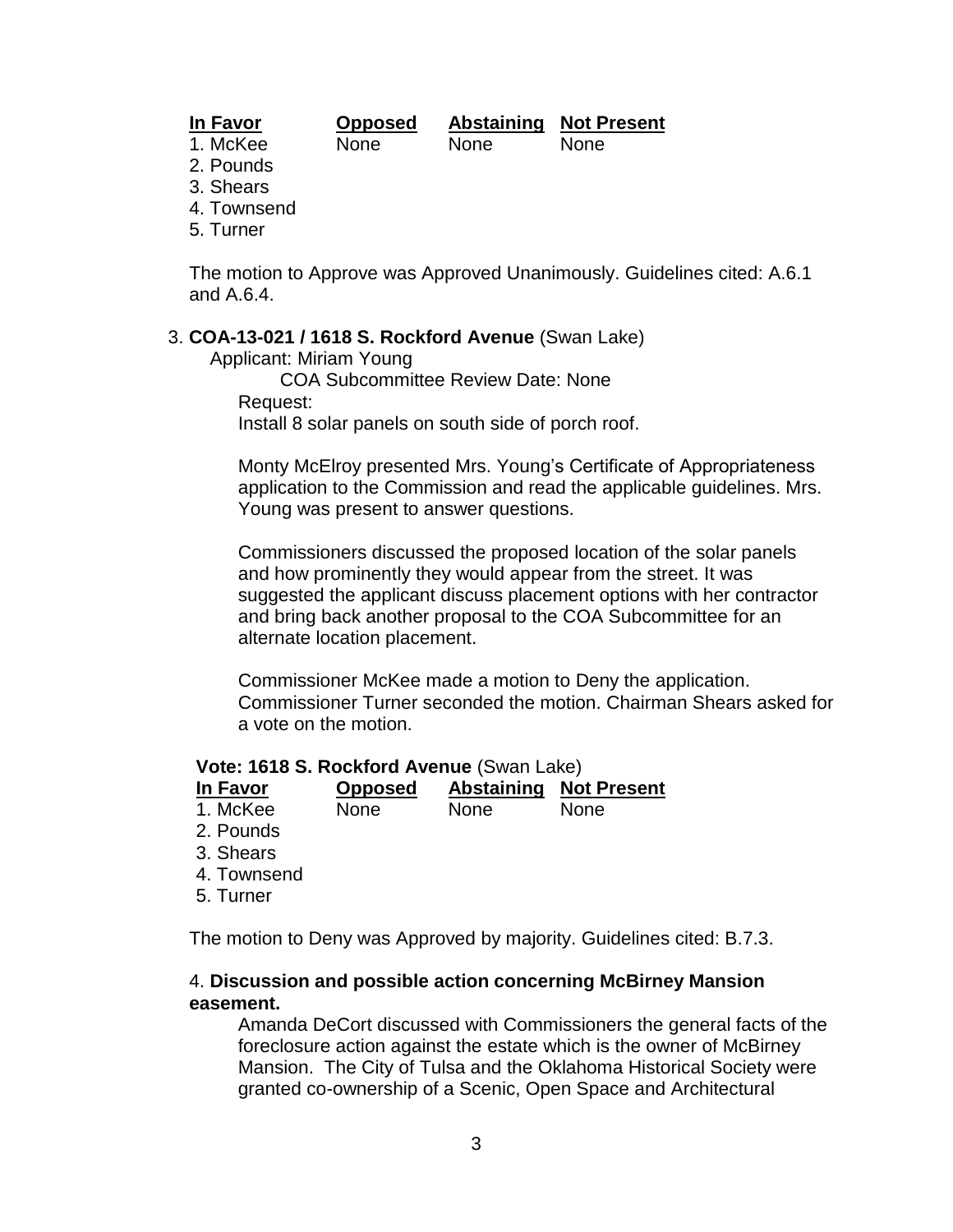| In Favor | Opposed | Abstaining | Not Present |
|---|---|---|---|
| 1. McKee | None | None | None |
| 2. Pounds | | | |
| 3. Shears | | | |
| 4. Townsend | | | |
| 5. Turner | | | |

The motion to Approve was Approved Unanimously. Guidelines cited: A.6.1 and A.6.4.

3. **COA-13-021 / 1618 S. Rockford Avenue** (Swan Lake)

Applicant: Miriam Young

COA Subcommittee Review Date: None

Request:

Install 8 solar panels on south side of porch roof.

Monty McElroy presented Mrs. Young's Certificate of Appropriateness application to the Commission and read the applicable guidelines. Mrs. Young was present to answer questions.

Commissioners discussed the proposed location of the solar panels and how prominently they would appear from the street. It was suggested the applicant discuss placement options with her contractor and bring back another proposal to the COA Subcommittee for an alternate location placement.

Commissioner McKee made a motion to Deny the application. Commissioner Turner seconded the motion. Chairman Shears asked for a vote on the motion.

**Vote: 1618 S. Rockford Avenue** (Swan Lake)

| In Favor | Opposed | Abstaining | Not Present |
|---|---|---|---|
| 1. McKee | None | None | None |
| 2. Pounds | | | |
| 3. Shears | | | |
| 4. Townsend | | | |
| 5. Turner | | | |

The motion to Deny was Approved by majority. Guidelines cited: B.7.3.

4. **Discussion and possible action concerning McBirney Mansion easement.**

Amanda DeCort discussed with Commissioners the general facts of the foreclosure action against the estate which is the owner of McBirney Mansion. The City of Tulsa and the Oklahoma Historical Society were granted co-ownership of a Scenic, Open Space and Architectural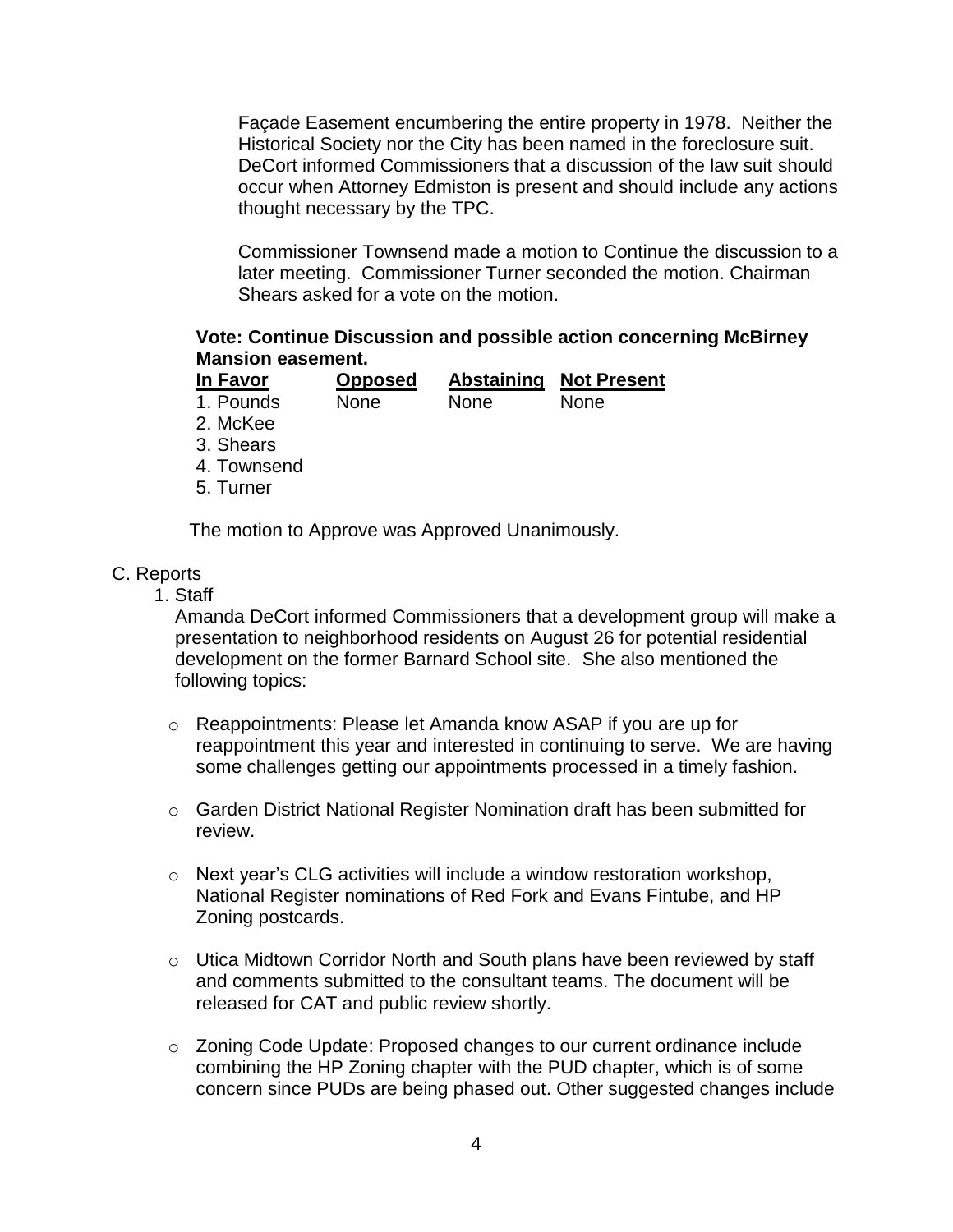Façade Easement encumbering the entire property in 1978. Neither the Historical Society nor the City has been named in the foreclosure suit. DeCort informed Commissioners that a discussion of the law suit should occur when Attorney Edmiston is present and should include any actions thought necessary by the TPC.

Commissioner Townsend made a motion to Continue the discussion to a later meeting. Commissioner Turner seconded the motion. Chairman Shears asked for a vote on the motion.

**Vote: Continue Discussion and possible action concerning McBirney Mansion easement.**

| In Favor | Opposed | Abstaining | Not Present |
|---|---|---|---|
| 1. Pounds | None | None | None |
| 2. McKee | | | |
| 3. Shears | | | |
| 4. Townsend | | | |
| 5. Turner | | | |

The motion to Approve was Approved Unanimously.

C. Reports

1. Staff

Amanda DeCort informed Commissioners that a development group will make a presentation to neighborhood residents on August 26 for potential residential development on the former Barnard School site. She also mentioned the following topics:

- Reappointments: Please let Amanda know ASAP if you are up for reappointment this year and interested in continuing to serve. We are having some challenges getting our appointments processed in a timely fashion.

- Garden District National Register Nomination draft has been submitted for review.

- Next year's CLG activities will include a window restoration workshop, National Register nominations of Red Fork and Evans Fintube, and HP Zoning postcards.

- Utica Midtown Corridor North and South plans have been reviewed by staff and comments submitted to the consultant teams. The document will be released for CAT and public review shortly.

- Zoning Code Update: Proposed changes to our current ordinance include combining the HP Zoning chapter with the PUD chapter, which is of some concern since PUDs are being phased out. Other suggested changes include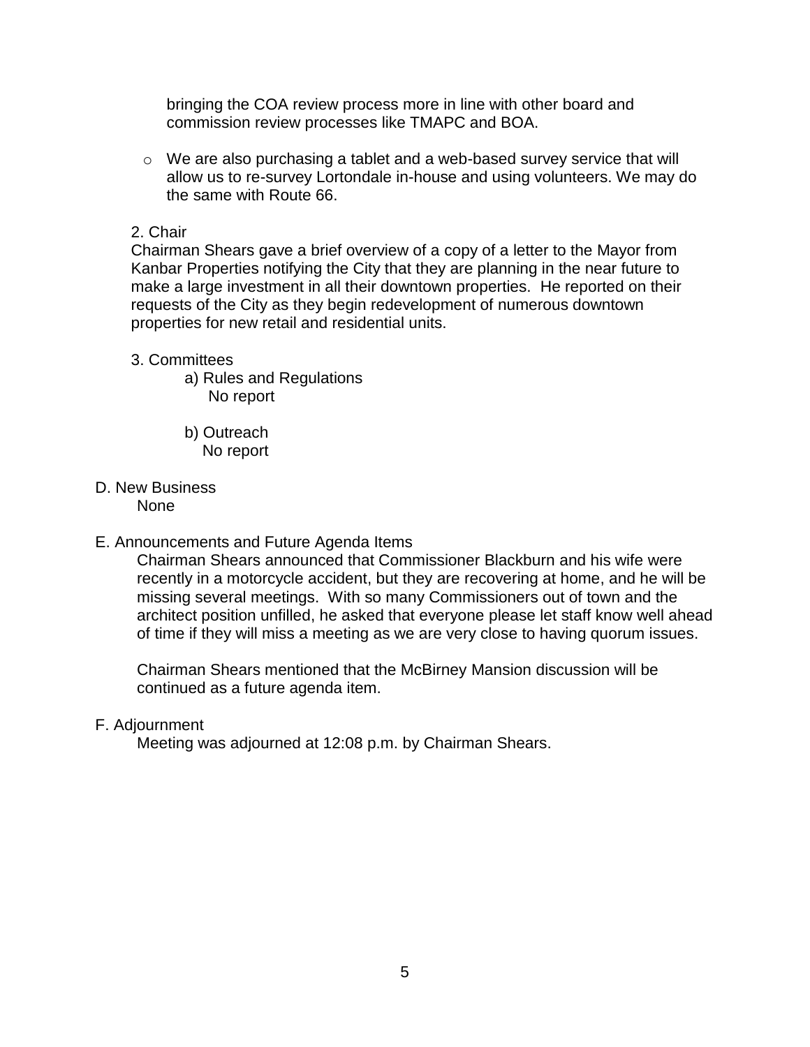bringing the COA review process more in line with other board and commission review processes like TMAPC and BOA.

- We are also purchasing a tablet and a web-based survey service that will allow us to re-survey Lortondale in-house and using volunteers. We may do the same with Route 66.

2. Chair

Chairman Shears gave a brief overview of a copy of a letter to the Mayor from Kanbar Properties notifying the City that they are planning in the near future to make a large investment in all their downtown properties. He reported on their requests of the City as they begin redevelopment of numerous downtown properties for new retail and residential units.

3. Committees

a) Rules and Regulations
No report

b) Outreach
No report

D. New Business

None

E. Announcements and Future Agenda Items

Chairman Shears announced that Commissioner Blackburn and his wife were recently in a motorcycle accident, but they are recovering at home, and he will be missing several meetings. With so many Commissioners out of town and the architect position unfilled, he asked that everyone please let staff know well ahead of time if they will miss a meeting as we are very close to having quorum issues.

Chairman Shears mentioned that the McBirney Mansion discussion will be continued as a future agenda item.

F. Adjournment

Meeting was adjourned at 12:08 p.m. by Chairman Shears.